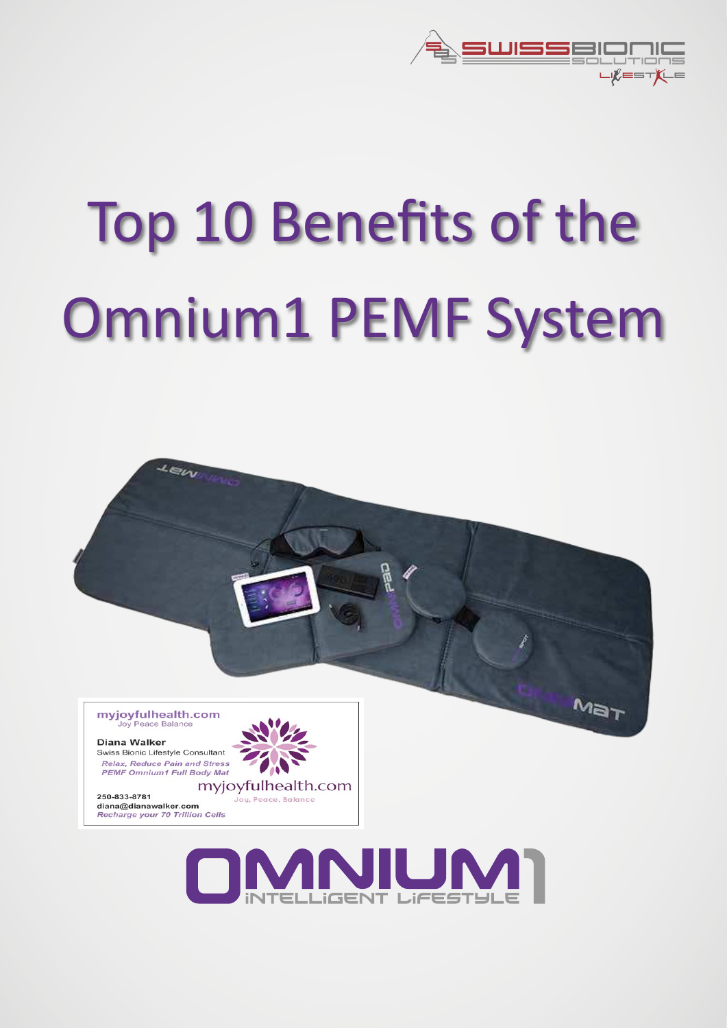SWISSBIONIC SOLUTIONS LIFESTYLE

# Top 10 Benefits of the Omnium1 PEMF System

myjoyfulhealth.com
Joy Peace Balance

**Diana Walker**
Swiss Bionic Lifestyle Consultant

*Relax, Reduce Pain and Stress*
*PEMF Omnium1 Full Body Mat*

myjoyfulhealth.com
Joy, Peace, Balance

250-833-8781
diana@dianawalker.com
*Recharge your 70 Trillion Cells*

OMNIUM1
INTELLIGENT LIFESTYLE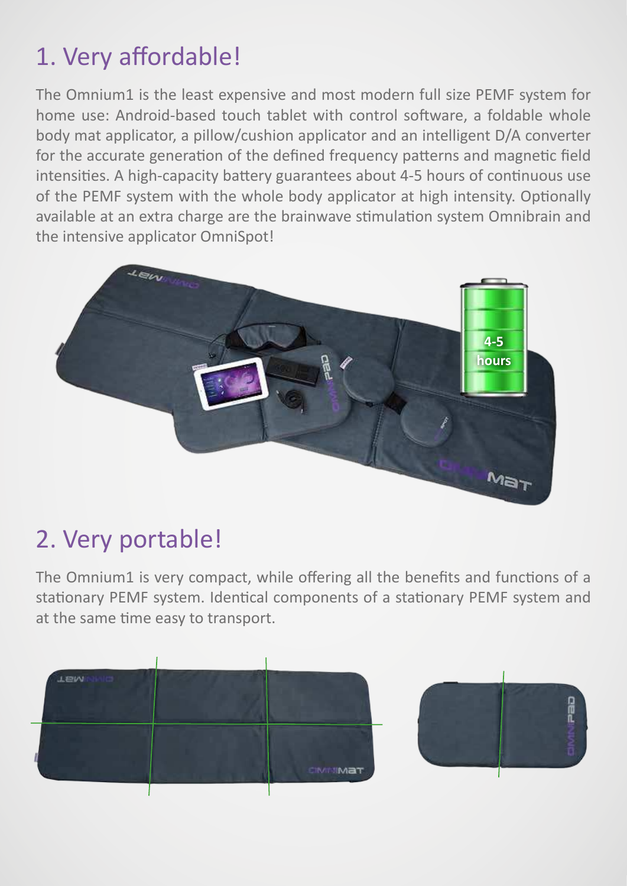## 1. Very affordable!

The Omnium1 is the least expensive and most modern full size PEMF system for home use: Android-based touch tablet with control software, a foldable whole body mat applicator, a pillow/cushion applicator and an intelligent D/A converter for the accurate generation of the defined frequency patterns and magnetic field intensities. A high-capacity battery guarantees about 4-5 hours of continuous use of the PEMF system with the whole body applicator at high intensity. Optionally available at an extra charge are the brainwave stimulation system Omnibrain and the intensive applicator OmniSpot!

## 2. Very portable!

The Omnium1 is very compact, while offering all the benefits and functions of a stationary PEMF system. Identical components of a stationary PEMF system and at the same time easy to transport.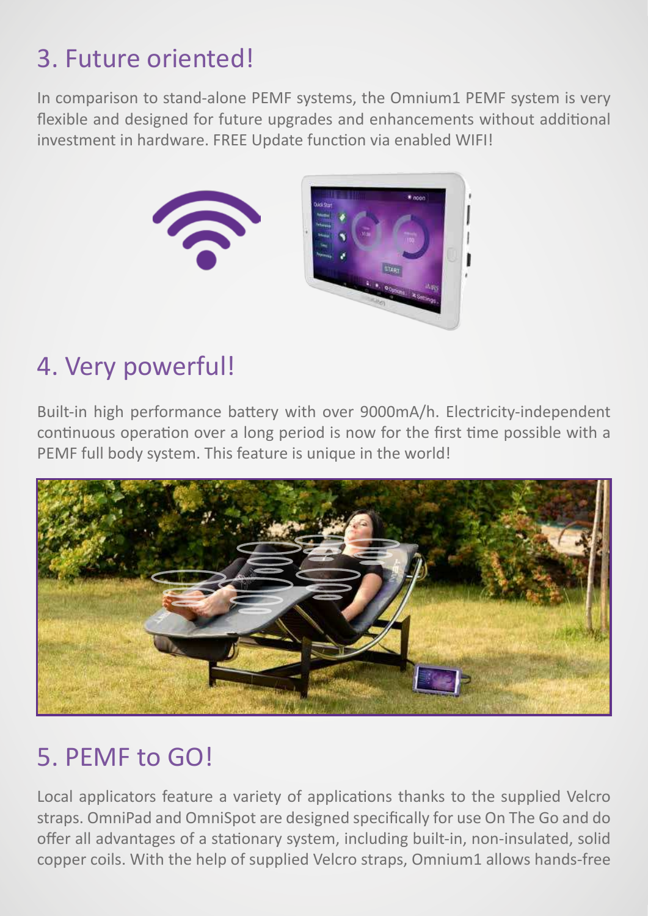## 3. Future oriented!

In comparison to stand-alone PEMF systems, the Omnium1 PEMF system is very flexible and designed for future upgrades and enhancements without additional investment in hardware. FREE Update function via enabled WIFI!

## 4. Very powerful!

Built-in high performance battery with over 9000mA/h. Electricity-independent continuous operation over a long period is now for the first time possible with a PEMF full body system. This feature is unique in the world!

## 5. PEMF to GO!

Local applicators feature a variety of applications thanks to the supplied Velcro straps. OmniPad and OmniSpot are designed specifically for use On The Go and do offer all advantages of a stationary system, including built-in, non-insulated, solid copper coils. With the help of supplied Velcro straps, Omnium1 allows hands-free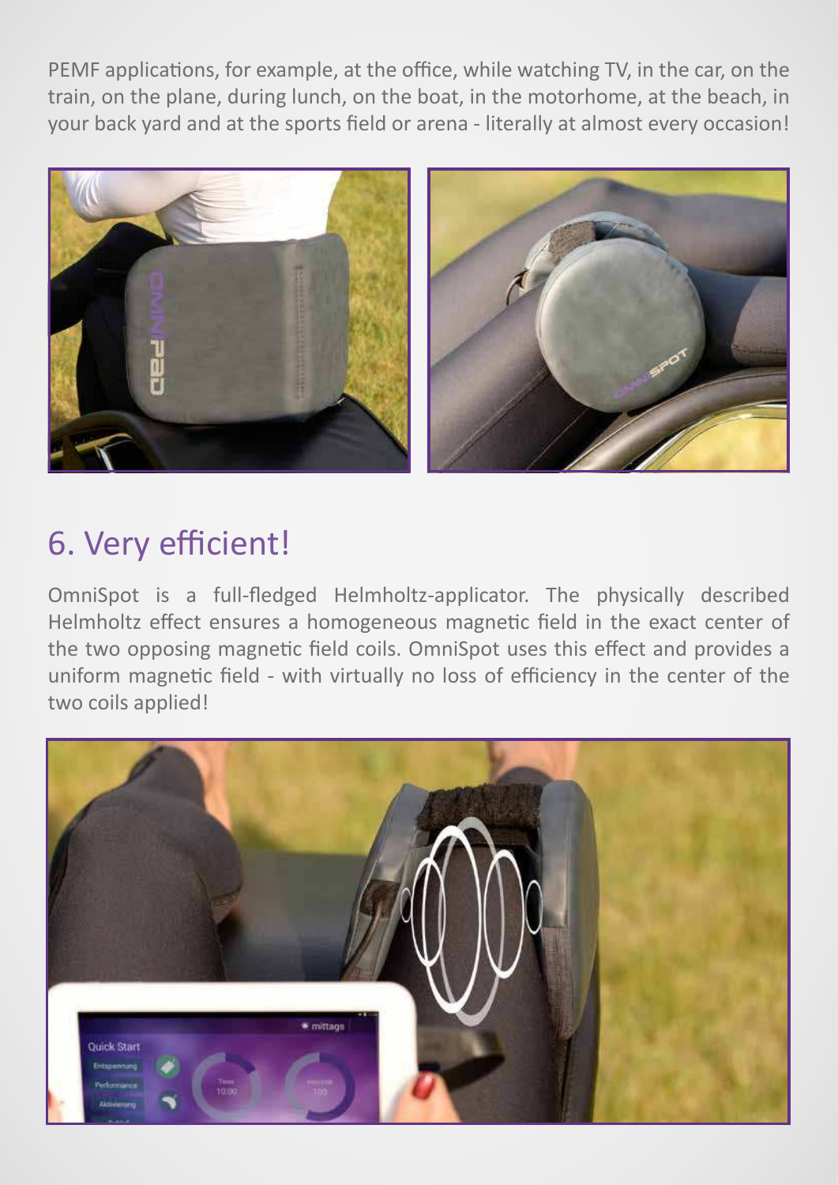PEMF applications, for example, at the office, while watching TV, in the car, on the train, on the plane, during lunch, on the boat, in the motorhome, at the beach, in your back yard and at the sports field or arena - literally at almost every occasion!

## 6. Very efficient!

OmniSpot is a full-fledged Helmholtz-applicator. The physically described Helmholtz effect ensures a homogeneous magnetic field in the exact center of the two opposing magnetic field coils. OmniSpot uses this effect and provides a uniform magnetic field - with virtually no loss of efficiency in the center of the two coils applied!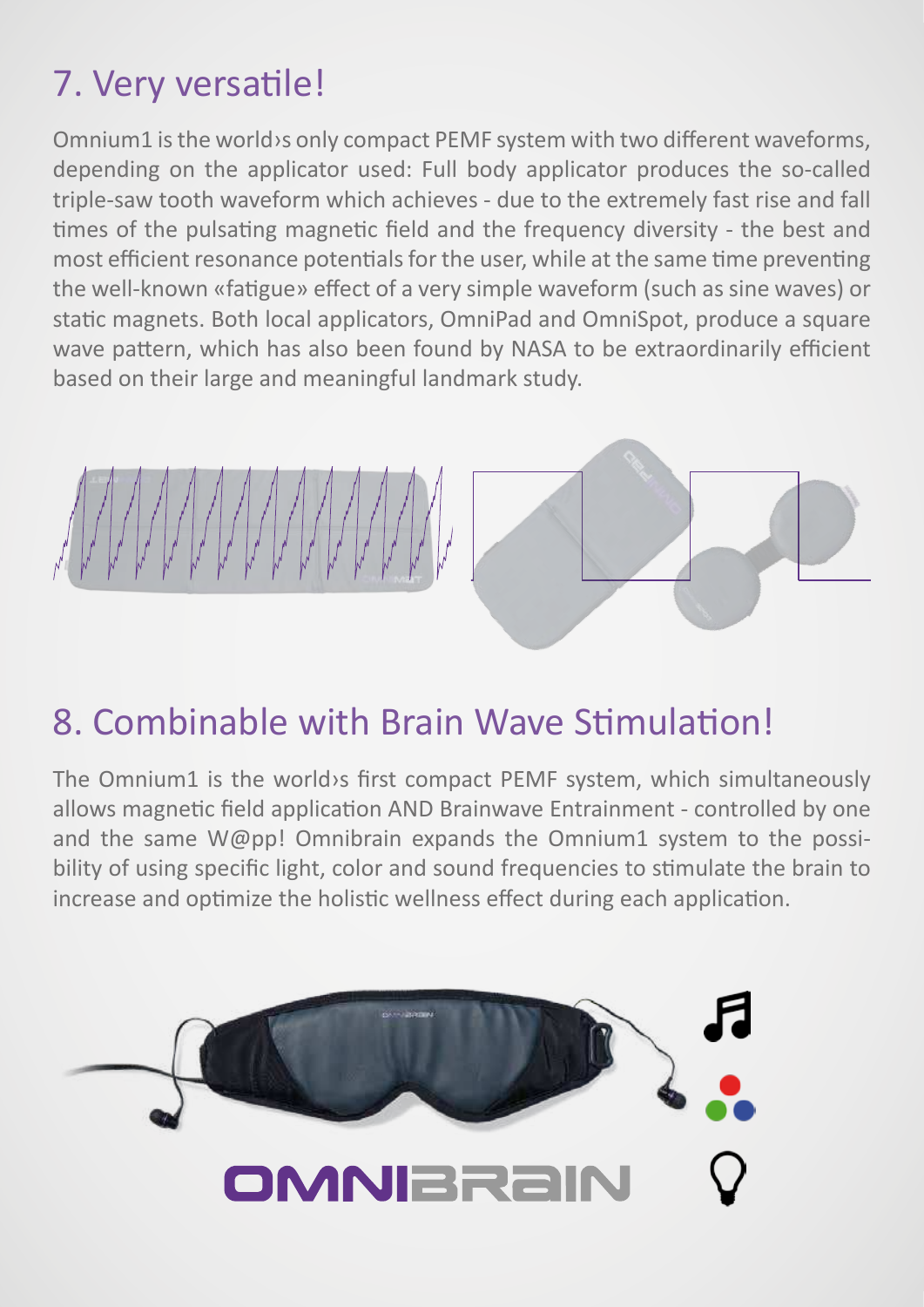## 7. Very versatile!

Omnium1 is the world›s only compact PEMF system with two different waveforms, depending on the applicator used: Full body applicator produces the so-called triple-saw tooth waveform which achieves - due to the extremely fast rise and fall times of the pulsating magnetic field and the frequency diversity - the best and most efficient resonance potentials for the user, while at the same time preventing the well-known «fatigue» effect of a very simple waveform (such as sine waves) or static magnets. Both local applicators, OmniPad and OmniSpot, produce a square wave pattern, which has also been found by NASA to be extraordinarily efficient based on their large and meaningful landmark study.

## 8. Combinable with Brain Wave Stimulation!

The Omnium1 is the world›s first compact PEMF system, which simultaneously allows magnetic field application AND Brainwave Entrainment - controlled by one and the same W@pp! Omnibrain expands the Omnium1 system to the possibility of using specific light, color and sound frequencies to stimulate the brain to increase and optimize the holistic wellness effect during each application.

OMNIBRAIN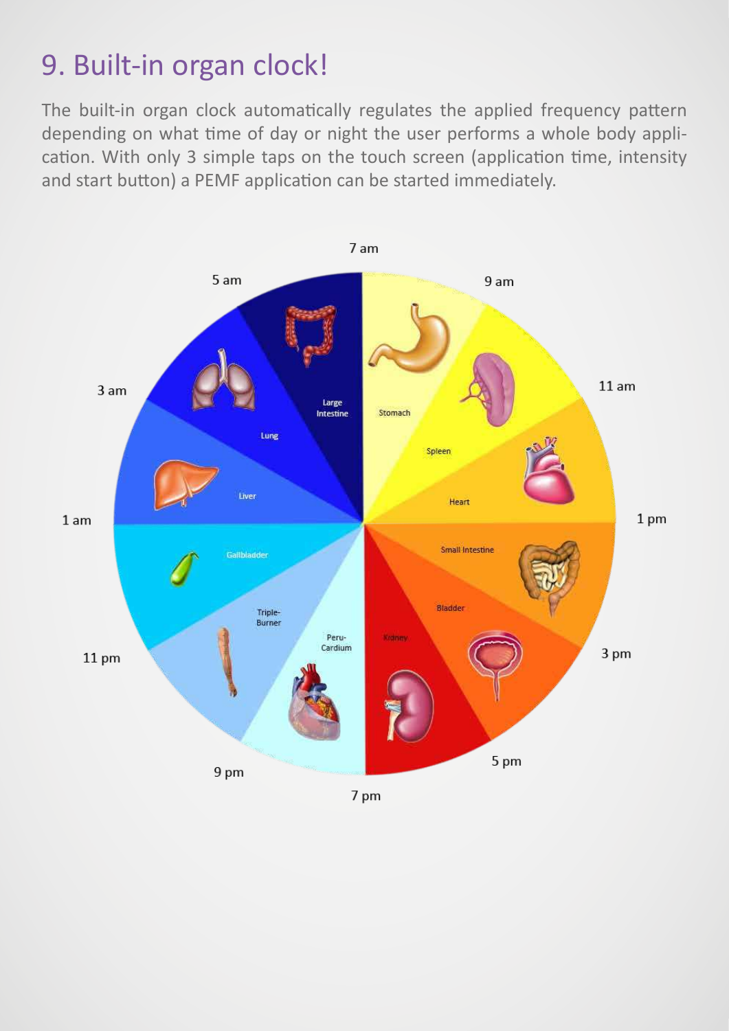# 9. Built-in organ clock!

The built-in organ clock automatically regulates the applied frequency pattern depending on what time of day or night the user performs a whole body application. With only 3 simple taps on the touch screen (application time, intensity and start button) a PEMF application can be started immediately.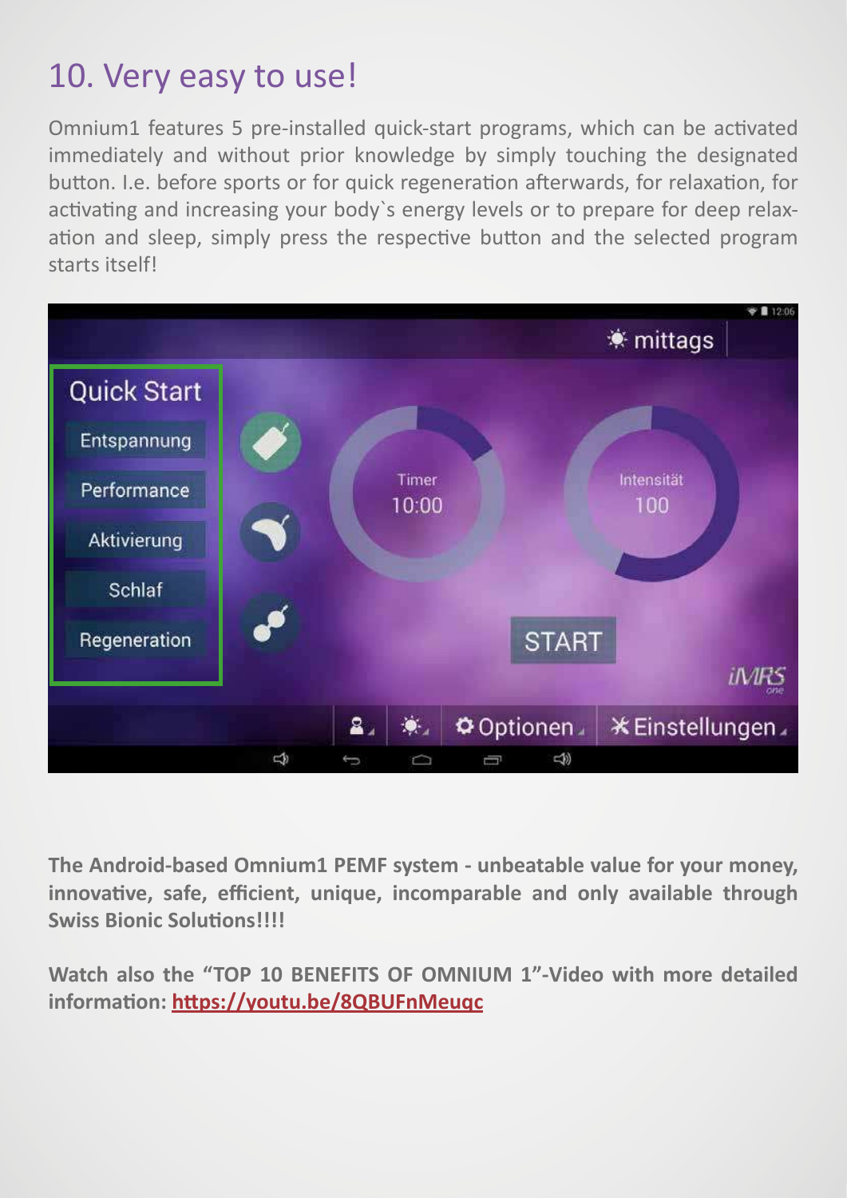## 10. Very easy to use!

Omnium1 features 5 pre-installed quick-start programs, which can be activated immediately and without prior knowledge by simply touching the designated button. I.e. before sports or for quick regeneration afterwards, for relaxation, for activating and increasing your body`s energy levels or to prepare for deep relaxation and sleep, simply press the respective button and the selected program starts itself!

**The Android-based Omnium1 PEMF system - unbeatable value for your money, innovative, safe, efficient, unique, incomparable and only available through Swiss Bionic Solutions!!!!**

**Watch also the “TOP 10 BENEFITS OF OMNIUM 1”-Video with more detailed information: https://youtu.be/8QBUFnMeuqc**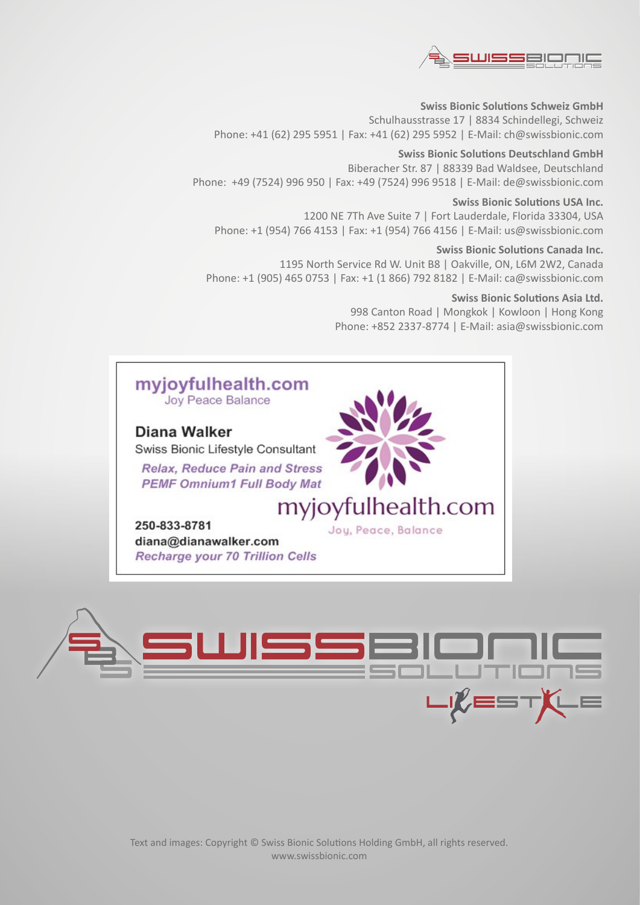**Swiss Bionic Solutions Schweiz GmbH**
Schulhausstrasse 17 | 8834 Schindellegi, Schweiz
Phone: +41 (62) 295 5951 | Fax: +41 (62) 295 5952 | E-Mail: ch@swissbionic.com

**Swiss Bionic Solutions Deutschland GmbH**
Biberacher Str. 87 | 88339 Bad Waldsee, Deutschland
Phone: +49 (7524) 996 950 | Fax: +49 (7524) 996 9518 | E-Mail: de@swissbionic.com

**Swiss Bionic Solutions USA Inc.**
1200 NE 7Th Ave Suite 7 | Fort Lauderdale, Florida 33304, USA
Phone: +1 (954) 766 4153 | Fax: +1 (954) 766 4156 | E-Mail: us@swissbionic.com

**Swiss Bionic Solutions Canada Inc.**
1195 North Service Rd W. Unit B8 | Oakville, ON, L6M 2W2, Canada
Phone: +1 (905) 465 0753 | Fax: +1 (1 866) 792 8182 | E-Mail: ca@swissbionic.com

**Swiss Bionic Solutions Asia Ltd.**
998 Canton Road | Mongkok | Kowloon | Hong Kong
Phone: +852 2337-8774 | E-Mail: asia@swissbionic.com

**myjoyfulhealth.com**
Joy Peace Balance

**Diana Walker**
Swiss Bionic Lifestyle Consultant

***Relax, Reduce Pain and Stress***
***PEMF Omnium1 Full Body Mat***

myjoyfulhealth.com
Joy, Peace, Balance

**250-833-8781**
**diana@dianawalker.com**
***Recharge your 70 Trillion Cells***

Text and images: Copyright © Swiss Bionic Solutions Holding GmbH, all rights reserved.
www.swissbionic.com